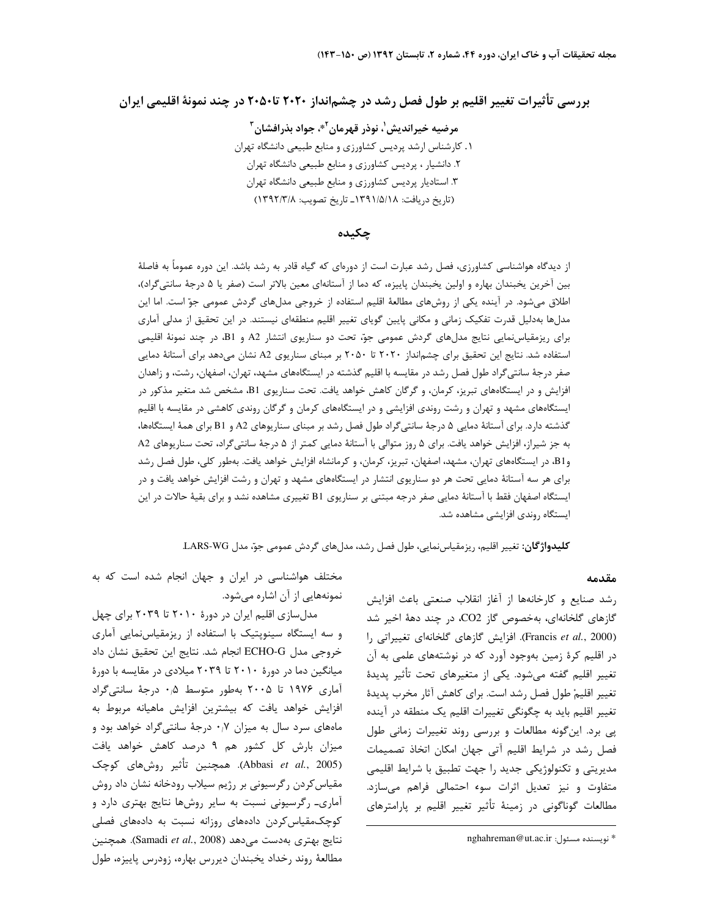# بررسی تأثیرات تغییر اقلیم بر طول فصل رشد در چشم‌انداز ۲۰۲۰ تا۲۰۵۰ در چند نمونهٔ اقلیمی ایران

**مرضیه خیراندیش[1]، نوذر قهرمان[2]*، جواد بذرافشان[3]**

۱. کارشناس ارشد پردیس کشاورزی و منابع طبیعی دانشگاه تهران
۲. دانشیار ، پردیس کشاورزی و منابع طبیعی دانشگاه تهران
۳. استادیار پردیس کشاورزی و منابع طبیعی دانشگاه تهران
(تاریخ دریافت: ۱۳۹۱/۵/۱۸ـ تاریخ تصویب: ۱۳۹۲/۳/۸)

## چکیده

از دیدگاه هواشناسی کشاورزی، فصل رشد عبارت است از دوره‌ای که گیاه قادر به رشد باشد. این دوره عموماً به فاصلهٔ بین آخرین یخبندان بهاره و اولین یخبندان پاییزه، که دما از آستانه‌ای معین بالاتر است (صفر یا ۵ درجهٔ سانتی‌گراد)، اطلاق می‌شود. در آینده یکی از روش‌های مطالعهٔ اقلیم استفاده از خروجی مدل‌های گردش عمومی جوّ است. اما این مدل‌ها به‌دلیل قدرت تفکیک زمانی و مکانی پایین گویای تغییر اقلیم منطقه‌ای نیستند. در این تحقیق از مدلی آماری برای ریزمقیاس‌نمایی نتایج مدل‌های گردش عمومی جوّ، تحت دو سناریوی انتشار A2 و B1، در چند نمونهٔ اقلیمی استفاده شد. نتایج این تحقیق برای چشم‌انداز ۲۰۲۰ تا ۲۰۵۰ بر مبنای سناریوی A2 نشان می‌دهد برای آستانهٔ دمایی صفر درجهٔ سانتی‌گراد طول فصل رشد در مقایسه با اقلیم گذشته در ایستگاه‌های مشهد، تهران، اصفهان، رشت، و زاهدان افزایش و در ایستگاه‌های تبریز، کرمان، و گرگان کاهش خواهد یافت. تحت سناریوی B1، مشخص شد متغیر مذکور در ایستگاه‌های مشهد و تهران و رشت روندی افزایشی و در ایستگاه‌های کرمان و گرگان روندی کاهشی در مقایسه با اقلیم گذشته دارد. برای آستانهٔ دمایی ۵ درجهٔ سانتی‌گراد طول فصل رشد بر مبنای سناریوهای A2 و B1 برای همهٔ ایستگاه‌ها، به جز شیراز، افزایش خواهد یافت. برای ۵ روز متوالی با آستانهٔ دمایی کمتر از ۵ درجهٔ سانتی‌گراد، تحت سناریوهای A2 وB1، در ایستگاه‌های تهران، مشهد، اصفهان، تبریز، کرمان، و کرمانشاه افزایش خواهد یافت. به‌طور کلی، طول فصل رشد برای هر سه آستانهٔ دمایی تحت هر دو سناریوی انتشار در ایستگاه‌های مشهد و تهران و رشت افزایش خواهد یافت و در ایستگاه اصفهان فقط با آستانهٔ دمایی صفر درجه مبتنی بر سناریوی B1 تغییری مشاهده نشد و برای بقیهٔ حالات در این ایستگاه روندی افزایشی مشاهده شد.

**کلیدواژگان:** تغییر اقلیم، ریزمقیاس‌نمایی، طول فصل رشد، مدل‌های گردش عمومی جوّ، مدل LARS-WG.

## مقدمه

رشد صنایع و کارخانه‌ها از آغاز انقلاب صنعتی باعث افزایش گازهای گلخانه‌ای، به‌خصوص گاز $CO_2$، در چند دههٔ اخیر شد (Francis *et al.*, 2000). افزایش گازهای گلخانه‌ای تغییراتی را در اقلیم کرهٔ زمین به‌وجود آورد که در نوشته‌های علمی به آن تغییر اقلیم گفته می‌شود. یکی از متغیرهای تحت تأثیر پدیدهٔ تغییر اقلیم، طول فصل رشد است. برای کاهش آثار مخرب پدیدهٔ تغییر اقلیم باید به چگونگی تغییرات اقلیم یک منطقه در آینده پی برد. این‌گونه مطالعات و بررسی روند تغییرات زمانی طول فصل رشد در شرایط اقلیم آتی جهان امکان اتخاذ تصمیمات مدیریتی و تکنولوژیکی جدید را جهت تطبیق با شرایط اقلیمی متفاوت و نیز تعدیل اثرات سوء احتمالی فراهم می‌سازد. مطالعات گوناگونی در زمینهٔ تأثیر تغییر اقلیم بر پارامترهای مختلف هواشناسی در ایران و جهان انجام شده است که به نمونه‌هایی از آن اشاره می‌شود.

مدل‌سازی اقلیم ایران در دورهٔ ۲۰۱۰ تا ۲۰۳۹ برای چهل و سه ایستگاه سینوپتیک با استفاده از ریزمقیاس‌نمایی آماری خروجی مدل ECHO-G انجام شد. نتایج این تحقیق نشان داد میانگین دما در دورهٔ ۲۰۱۰ تا ۲۰۳۹ میلادی در مقایسه با دورهٔ آماری ۱۹۷۶ تا ۲۰۰۵ به‌طور متوسط ۰٫۵ درجهٔ سانتی‌گراد افزایش خواهد یافت که بیشترین افزایش ماهیانه مربوط به ماه‌های سرد سال به میزان ۰٫۷ درجهٔ سانتی‌گراد خواهد بود و میزان بارش کل کشور هم ۹ درصد کاهش خواهد یافت (Abbasi *et al.*, 2005). همچنین تأثیر روش‌های کوچک مقیاس‌کردن رگرسیونی بر رژیم سیلاب رودخانه نشان داد روش آماری- رگرسیونی نسبت به سایر روش‌ها نتایج بهتری دارد و کوچک‌مقیاس‌کردن داده‌های روزانه نسبت به داده‌های فصلی نتایج بهتری به‌دست می‌دهد (Samadi *et al.*, 2008). همچنین مطالعهٔ روند رخداد یخبندان دیررس بهاره، زودرس پاییزه، طول

\* نویسنده مسئول: nghahreman@ut.ac.ir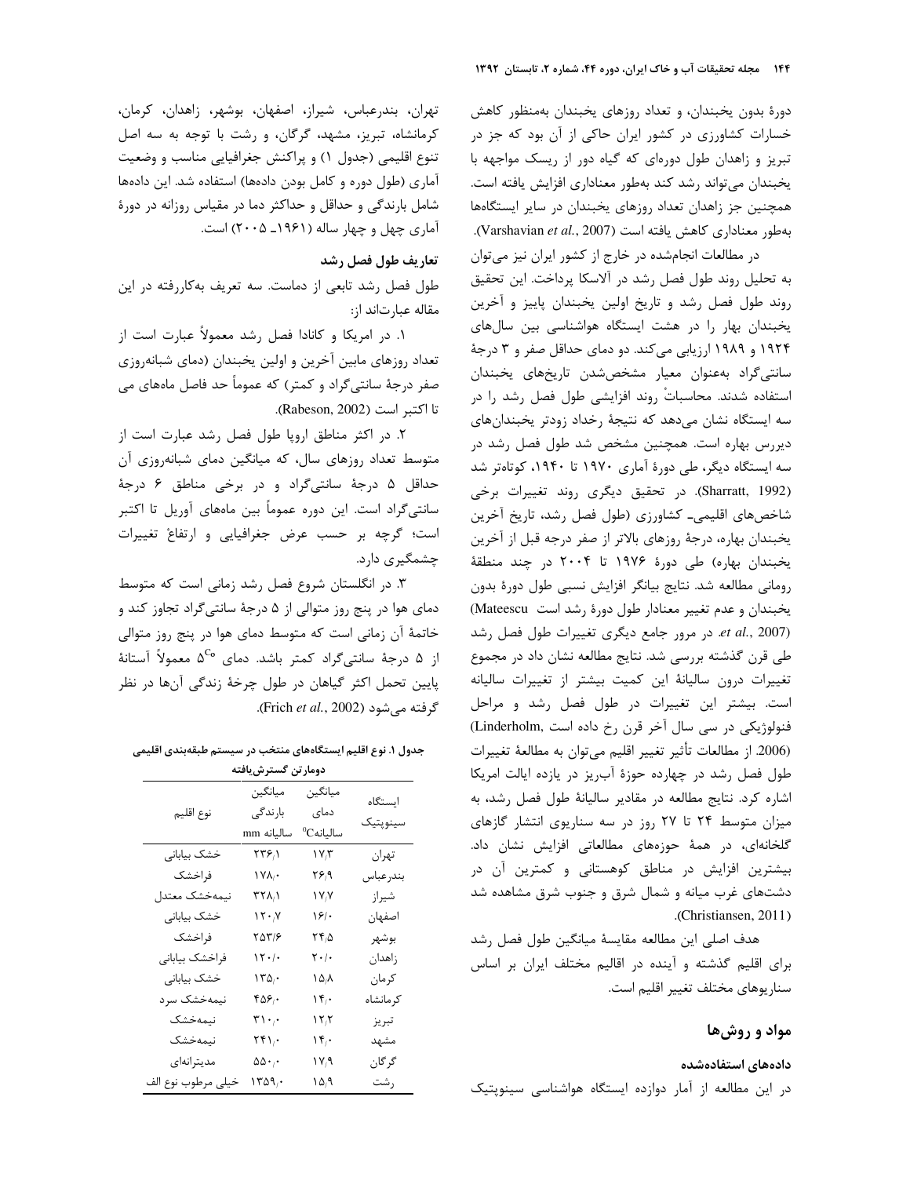دورهٔ بدون یخبندان، و تعداد روزهای یخبندان به‌منظور کاهش خسارات کشاورزی در کشور ایران حاکی از آن بود که جز در تبریز و زاهدان طول دوره‌ای که گیاه دور از ریسک مواجهه با یخبندان می‌تواند رشد کند به‌طور معناداری افزایش یافته است. همچنین جز زاهدان تعداد روزهای یخبندان در سایر ایستگاه‌ها به‌طور معناداری کاهش یافته است (Varshavian *et al.*, 2007).

در مطالعات انجام‌شده در خارج از کشور ایران نیز می‌توان به تحلیل روند طول فصل رشد در آلاسکا پرداخت. این تحقیق روند طول فصل رشد و تاریخ اولین یخبندان پاییز و آخرین یخبندان بهار را در هشت ایستگاه هواشناسی بین سال‌های ۱۹۲۴ و ۱۹۸۹ ارزیابی می‌کند. دو دمای حداقل صفر و ۳ درجهٔ سانتی‌گراد به‌عنوان معیار مشخص‌شدن تاریخ‌های یخبندان استفاده شدند. محاسبات روند افزایشی طول فصل رشد را در سه ایستگاه نشان می‌دهد که نتیجهٔ رخداد زودتر یخبندان‌های دیررس بهاره است. همچنین مشخص شد طول فصل رشد در سه ایستگاه دیگر، طی دورهٔ آماری ۱۹۷۰ تا ۱۹۴۰، کوتاه‌تر شد (Sharratt, 1992). در تحقیق دیگری روند تغییرات برخی شاخص‌های اقلیمی- کشاورزی (طول فصل رشد، تاریخ آخرین یخبندان بهاره، درجهٔ روزهای بالاتر از صفر درجه قبل از آخرین یخبندان بهاره) طی دورهٔ ۱۹۷۶ تا ۲۰۰۴ در چند منطقهٔ رومانی مطالعه شد. نتایج بیانگر افزایش نسبی طول دورهٔ بدون یخبندان و عدم تغییر معنادار طول دورهٔ رشد است (Mateescu *et al.*, 2007). در مرور جامع دیگری تغییرات طول فصل رشد طی قرن گذشته بررسی شد. نتایج مطالعه نشان داد در مجموع تغییرات درون سالیانهٔ این کمیت بیشتر از تغییرات سالیانه است. بیشتر این تغییرات در طول فصل رشد و مراحل فنولوژیکی در سی سال آخر قرن رخ داده است (Linderholm, 2006). از مطالعات تأثیر تغییر اقلیم می‌توان به مطالعهٔ تغییرات طول فصل رشد در چهارده حوزهٔ آبریز در یازده ایالت امریکا اشاره کرد. نتایج مطالعه در مقادیر سالیانهٔ طول فصل رشد، به میزان متوسط ۲۴ تا ۲۷ روز در سه سناریوی انتشار گازهای گلخانه‌ای، در همهٔ حوزه‌های مطالعاتی افزایش نشان داد. بیشترین افزایش در مناطق کوهستانی و کمترین آن در دشت‌های غرب میانه و شمال شرق و جنوب شرق مشاهده شد (Christiansen, 2011).

هدف اصلی این مطالعه مقایسهٔ میانگین طول فصل رشد برای اقلیم گذشته و آینده در اقالیم مختلف ایران بر اساس سناریوهای مختلف تغییر اقلیم است.

## مواد و روش‌ها

### داده‌های استفاده‌شده

در این مطالعه از آمار دوازده ایستگاه هواشناسی سینوپتیک تهران، بندرعباس، شیراز، اصفهان، بوشهر، زاهدان، کرمان، کرمانشاه، تبریز، مشهد، گرگان، و رشت با توجه به سه اصل تنوع اقلیمی (جدول ۱) و پراکنش جغرافیایی مناسب و وضعیت آماری (طول دوره و کامل بودن داده‌ها) استفاده شد. این داده‌ها شامل بارندگی و حداقل و حداکثر دما در مقیاس روزانه در دورهٔ آماری چهل و چهار ساله (۱۹۶۱ـ ۲۰۰۵) است.

### تعاریف طول فصل رشد

طول فصل رشد تابعی از دماست. سه تعریف به‌کاررفته در این مقاله عبارت‌اند از:

۱. در امریکا و کانادا فصل رشد معمولاً عبارت است از تعداد روزهای مابین آخرین و اولین یخبندان (دمای شبانه‌روزی صفر درجهٔ سانتی‌گراد و کمتر) که عموماً حد فاصل ماه‌های می تا اکتبر است (Rabeson, 2002).

۲. در اکثر مناطق اروپا طول فصل رشد عبارت است از متوسط تعداد روزهای سال، که میانگین دمای شبانه‌روزی آن حداقل ۵ درجهٔ سانتی‌گراد و در برخی مناطق ۶ درجهٔ سانتی‌گراد است. این دوره عموماً بین ماه‌های آوریل تا اکتبر است؛ گرچه بر حسب عرض جغرافیایی و ارتفاع تغییرات چشمگیری دارد.

۳. در انگلستان شروع فصل رشد زمانی است که متوسط دمای هوا در پنج روز متوالی از ۵ درجهٔ سانتی‌گراد تجاوز کند و خاتمهٔ آن زمانی است که متوسط دمای هوا در پنج روز متوالی از ۵ درجهٔ سانتی‌گراد کمتر باشد. دمای $5^{C^o}$ معمولاً آستانهٔ پایین تحمل اکثر گیاهان در طول چرخهٔ زندگی آن‌ها در نظر گرفته می‌شود (Frich *et al.*, 2002).

**جدول ۱. نوع اقلیم ایستگاه‌های منتخب در سیستم طبقه‌بندی اقلیمی دومارتن گسترش‌یافته**

| ایستگاه سینوپتیک | میانگین دمای سالیانه $^0$C | میانگین بارندگی سالیانه mm | نوع اقلیم |
|---|---|---|---|
| تهران | ۱۷٫۳ | ۲۳۶٫۱ | خشک بیابانی |
| بندرعباس | ۲۶٫۹ | ۱۷۸٫۰ | فراخشک |
| شیراز | ۱۷٫۷ | ۳۲۸٫۱ | نیمه‌خشک معتدل |
| اصفهان | ۱۶٫۰ | ۱۲۰٫۷ | خشک بیابانی |
| بوشهر | ۲۴٫۵ | ۲۵۳٫۶ | فراخشک |
| زاهدان | ۲۰٫۰ | ۱۲۰٫۰ | فراخشک بیابانی |
| کرمان | ۱۵٫۸ | ۱۳۵٫۰ | خشک بیابانی |
| کرمانشاه | ۱۴٫۰ | ۴۵۶٫۰ | نیمه‌خشک سرد |
| تبریز | ۱۲٫۲ | ۳۱۰٫۰ | نیمه‌خشک |
| مشهد | ۱۴٫۰ | ۲۴۱٫۰ | نیمه‌خشک |
| گرگان | ۱۷٫۹ | ۵۵۰٫۰ | مدیترانه‌ای |
| رشت | ۱۵٫۹ | ۱۳۵۹٫۰ | خیلی مرطوب نوع الف |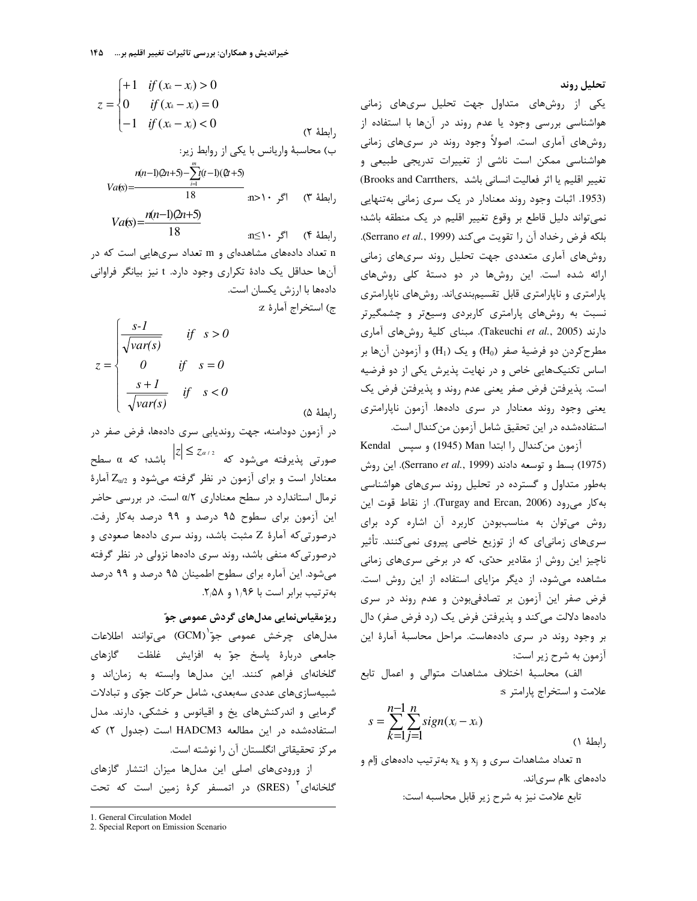## تحلیل روند

یکی از روش‌های متداول جهت تحلیل سری‌های زمانی هواشناسی بررسی وجود یا عدم روند در آن‌ها با استفاده از روش‌های آماری است. اصولاً وجود روند در سری‌های زمانی هواشناسی ممکن است ناشی از تغییرات تدریجی طبیعی و تغییر اقلیم یا اثر فعالیت انسانی باشد (Brooks and Carrthers, 1953). اثبات وجود روند معنادار در یک سری زمانی به‌تنهایی نمی‌تواند دلیل قاطع بر وقوع تغییر اقلیم در یک منطقه باشد؛ بلکه فرض رخداد آن را تقویت می‌کند (Serrano *et al.*, 1999). روش‌های آماری متعددی جهت تحلیل روند سری‌های زمانی ارائه شده است. این روش‌ها در دو دستهٔ کلی روش‌های پارامتری و ناپارامتری قابل تقسیم‌بندی‌اند. روش‌های ناپارامتری نسبت به روش‌های پارامتری کاربردی وسیع‌تر و چشمگیرتر دارند (Takeuchi *et al.*, 2005). مبنای کلیهٔ روش‌های آماری مطرح‌کردن دو فرضیهٔ صفر ($H_0$) و یک ($H_1$) و آزمودن آن‌ها بر اساس تکنیک‌هایی خاص و در نهایت پذیرش یکی از دو فرضیه است. پذیرفتن فرض صفر یعنی عدم روند و پذیرفتن فرض یک یعنی وجود روند معنادار در سری داده‌ها. آزمون ناپارامتری استفاده‌شده در این تحقیق شامل آزمون من‌کندال است.

آزمون من‌کندال را ابتدا Man (1945) و سپس Kendal (1975) بسط و توسعه دادند (Serrano *et al.*, 1999). این روش به‌طور متداول و گسترده در تحلیل روند سری‌های هواشناسی به‌کار می‌رود (Turgay and Ercan, 2006). از نقاط قوت این روش می‌توان به مناسب‌بودن کاربرد آن اشاره کرد برای سری‌های زمانی‌ای که از توزیع خاصی پیروی نمی‌کنند. تأثیر ناچیز این روش از مقادیر حدّی، که در برخی سری‌های زمانی مشاهده می‌شود، از دیگر مزایای استفاده از این روش است. فرض صفر این آزمون بر تصادفی‌بودن و عدم روند در سری داده‌ها دلالت می‌کند و پذیرفتن فرض یک (رد فرض صفر) دال بر وجود روند در سری داده‌هاست. مراحل محاسبهٔ آمارهٔ این آزمون به شرح زیر است:

الف) محاسبهٔ اختلاف مشاهدات متوالی و اعمال تابع علامت و استخراج پارامتر s:

$$s=\sum_{k=1}^{n-1}\sum_{j=1}^{n} sign(x_j-x_k)$$

رابطهٔ ۱)

n تعداد مشاهدات سری و $x_j$ و $x_k$ به‌ترتیب داده‌های jام و داده‌های kام سری‌اند.

تابع علامت نیز به شرح زیر قابل محاسبه است:

$$z=\begin{cases}+1 & if\ (x_k-x_j)>0\\ 0 & if\ (x_k-x_j)=0\\ -1 & if\ (x_k-x_j)<0\end{cases}$$

رابطهٔ ۲)

ب) محاسبهٔ واریانس با یکی از روابط زیر:

$$Var(s)=\frac{n(n-1)(2n+5)-\sum_{i=1}^{m}t(t-1)(2t+5)}{18}$$

رابطهٔ ۳) اگر n>۱۰:

$$Var(s)=\frac{n(n-1)(2n+5)}{18}$$

رابطهٔ ۴) اگر n≤۱۰:

n تعداد داده‌های مشاهده‌ای و m تعداد سری‌هایی است که در آن‌ها حداقل یک دادهٔ تکراری وجود دارد. t نیز بیانگر فراوانی داده‌ها با ارزش یکسان است.

ج) استخراج آمارهٔ z:

$$z=\begin{cases}\dfrac{s-1}{\sqrt{var(s)}} & if\ \ s>0\\ 0 & if\ \ s=0\\ \dfrac{s+1}{\sqrt{var(s)}} & if\ \ s<0\end{cases}$$

رابطهٔ ۵)

در آزمون دودامنه، جهت روندیابی سری داده‌ها، فرض صفر در صورتی پذیرفته می‌شود که $|z|\leq z_{\alpha/2}$ باشد؛ که α سطح معنادار است و برای آزمون در نظر گرفته می‌شود و $Z_{\alpha/2}$ آمارهٔ نرمال استاندارد در سطح معناداری α/۲ است. در بررسی حاضر این آزمون برای سطوح ۹۵ درصد و ۹۹ درصد به‌کار رفت. درصورتی‌که آمارهٔ Z مثبت باشد، روند سری داده‌ها صعودی و درصورتی‌که منفی باشد، روند سری داده‌ها نزولی در نظر گرفته می‌شود. این آماره برای سطوح اطمینان ۹۵ درصد و ۹۹ درصد به‌ترتیب برابر است با ۱٫۹۶ و ۲٫۵۸.

## ریزمقیاس‌نمایی مدل‌های گردش عمومی جوّ

مدل‌های چرخش عمومی جوّ[1] (GCM) می‌توانند اطلاعات جامعی دربارهٔ پاسخ جوّ به افزایش غلظت گازهای گلخانه‌ای فراهم کنند. این مدل‌ها وابسته به زمان‌اند و شبیه‌سازی‌های عددی سه‌بعدی، شامل حرکات جوّی و تبادلات گرمایی و اندرکنش‌های یخ و اقیانوس و خشکی، دارند. مدل استفاده‌شده در این مطالعه HADCM3 است (جدول ۲) که مرکز تحقیقاتی انگلستان آن را نوشته است.

از ورودی‌های اصلی این مدل‌ها میزان انتشار گازهای گلخانه‌ای[2] (SRES) در اتمسفر کرهٔ زمین است که تحت

---

1. General Circulation Model
2. Special Report on Emission Scenario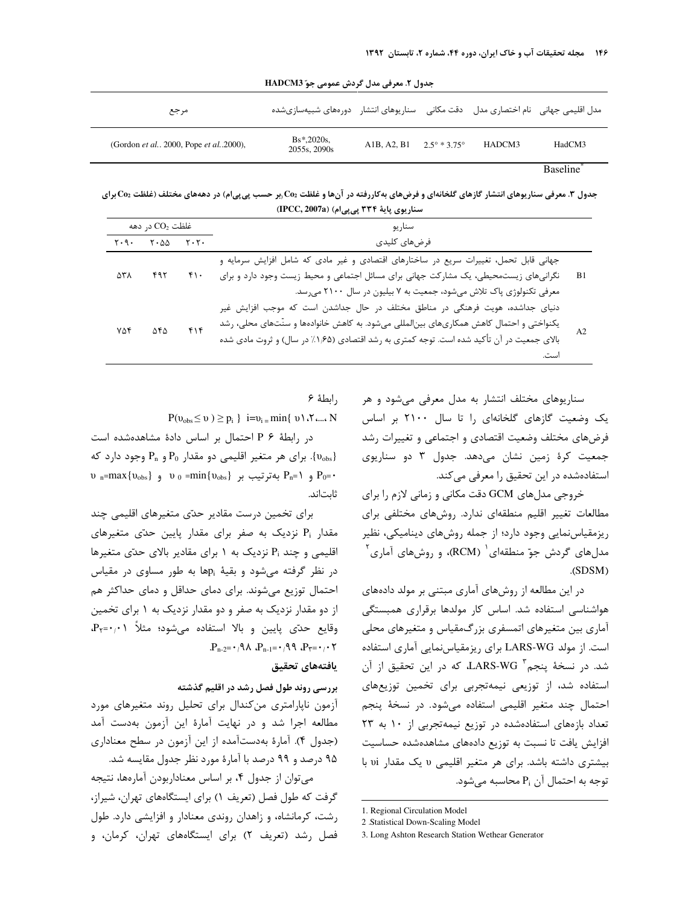جدول ۲. معرفی مدل گردش عمومی جوّ HADCM3

| مدل اقلیمی جهانی | نام اختصاری مدل | دقت مکانی | سناریوهای انتشار | دوره‌های شبیه‌سازی‌شده | مرجع |
|---|---|---|---|---|---|
| HadCM3 | HADCM3 | 2.5° * 3.75° | A1B, A2, B1 | Bs*,2020s, 2055s, 2090s | (Gordon *et al.*. 2000, Pope *et al.*.2000), |

Baseline*

جدول ۳. معرفی سناریوهای انتشار گازهای گلخانه‌ای و فرض‌های به‌کاررفته در آن‌ها و غلظت $Co_2$ (بر حسب پی‌پی‌ام) در دهه‌های مختلف (غلظت $Co_2$ برای سناریوی پایهٔ ۳۳۴ پی‌پی‌ام) (IPCC, 2007a)

| | سناریو | غلظت $CO_2$ در دهه | | |
|---|---|---|---|---|
| | فرض‌های کلیدی | ۲۰۲۰ | ۲۰۵۵ | ۲۰۹۰ |
| B1 | جهانی قابل تحمل، تغییرات سریع در ساختارهای اقتصادی و غیر مادی که شامل افزایش سرمایه و نگرانی‌های زیست‌محیطی، یک مشارکت جهانی برای مسائل اجتماعی و محیط زیست وجود دارد و برای معرفی تکنولوژی پاک تلاش می‌شود، جمعیت به ۷ بیلیون در سال ۲۱۰۰ می‌رسد. | ۴۱۰ | ۴۹۲ | ۵۳۸ |
| A2 | دنیای جداشده، هویت فرهنگی در مناطق مختلف در حال جداشدن است که موجب افزایش غیر یکنواختی و احتمال کاهش همکاری‌های بین‌المللی می‌شود. به کاهش خانواده‌ها و سنّت‌های محلی، رشد بالای جمعیت در آن تأکید شده است. توجه کمتری به رشد اقتصادی (۱٫۶۵٪ در سال) و ثروت مادی شده است. | ۴۱۴ | ۵۴۵ | ۷۵۴ |

سناریوهای مختلف انتشار به مدل معرفی می‌شود و هر یک وضعیت گازهای گلخانه‌ای را تا سال ۲۱۰۰ بر اساس فرض‌های مختلف وضعیت اقتصادی و اجتماعی و تغییرات رشد جمعیت کرهٔ زمین نشان می‌دهد. جدول ۳ دو سناریوی استفاده‌شده در این تحقیق را معرفی می‌کند.

خروجی مدل‌های GCM دقت مکانی و زمانی لازم را برای مطالعات تغییر اقلیم منطقه‌ای ندارد. روش‌های مختلفی برای ریزمقیاس‌نمایی وجود دارد؛ از جمله روش‌های دینامیکی، نظیر مدل‌های گردش جوّ منطقه‌ای[1] (RCM)، و روش‌های آماری[2] (SDSM).

در این مطالعه از روش‌های آماری مبتنی بر مولد داده‌های هواشناسی استفاده شد. اساس کار مولدها برقراری همبستگی آماری بین متغیرهای اتمسفری بزرگ‌مقیاس و متغیرهای محلی است. از مولد LARS-WG برای ریزمقیاس‌نمایی آماری استفاده شد. در نسخهٔ پنجم LARS-WG[3]، که در این تحقیق از آن استفاده شد، از توزیعی نیمه‌تجربی برای تخمین توزیع‌های احتمال چند متغیر اقلیمی استفاده می‌شود. در نسخهٔ پنجم تعداد بازه‌های استفاده‌شده در توزیع نیمه‌تجربی از ۱۰ به ۲۳ افزایش یافت تا نسبت به توزیع داده‌های مشاهده‌شده حساسیت بیشتری داشته باشد. برای هر متغیر اقلیمی $\upsilon$ یک مقدار $\upsilon_i$ با توجه به احتمال آن $P_i$ محاسبه می‌شود.

رابطهٔ ۶

$$P(\upsilon_{obs} \leq \upsilon) \geq p_i \} \quad i=\upsilon_i = \min\{ \upsilon 1,2,\dots, N$$

در رابطهٔ ۶ P احتمال بر اساس دادهٔ مشاهده‌شده است $\{\upsilon_{obs}\}$. برای هر متغیر اقلیمی دو مقدار $P_0$ و $P_n$ وجود دارد که $P_0=0$ و $P_n=1$ به‌ترتیب بر $\upsilon_0 = \min\{\upsilon_{obs}\}$ و $\upsilon_n = \max\{\upsilon_{obs}\}$ ثابت‌اند.

برای تخمین درست مقادیر حدّی متغیرهای اقلیمی چند مقدار $P_i$ نزدیک به صفر برای مقدار پایین حدّی متغیرهای اقلیمی و چند $P_i$ نزدیک به ۱ برای مقادیر بالای حدّی متغیرها در نظر گرفته می‌شود و بقیهٔ $p_i$ها به طور مساوی در مقیاس احتمال توزیع می‌شوند. برای دمای حداقل و دمای حداکثر هم از دو مقدار نزدیک به صفر و دو مقدار نزدیک به ۱ برای تخمین وقایع حدّی پایین و بالا استفاده می‌شود؛ مثلاً $P_1=0.01$، $P_2=0.02$، $P_{n-1}=0.99$، $P_{n-2}=0.98$.

## یافته‌های تحقیق

### بررسی روند طول فصل رشد در اقلیم گذشته

آزمون ناپارامتری من‌کندال برای تحلیل روند متغیرهای مورد مطالعه اجرا شد و در نهایت آمارهٔ این آزمون به‌دست آمد (جدول ۴). آمارهٔ به‌دست‌آمده از این آزمون در سطح معناداری ۹۵ درصد و ۹۹ درصد با آمارهٔ مورد نظر جدول مقایسه شد.

می‌توان از جدول ۴، بر اساس معنادار‌بودن آماره‌ها، نتیجه گرفت که طول فصل (تعریف ۱) برای ایستگاه‌های تهران، شیراز، رشت، کرمانشاه، و زاهدان روندی معنادار و افزایشی دارد. طول فصل رشد (تعریف ۲) برای ایستگاه‌های تهران، کرمان، و

---

1. Regional Circulation Model
2. Statistical Down-Scaling Model
3. Long Ashton Research Station Wethear Generator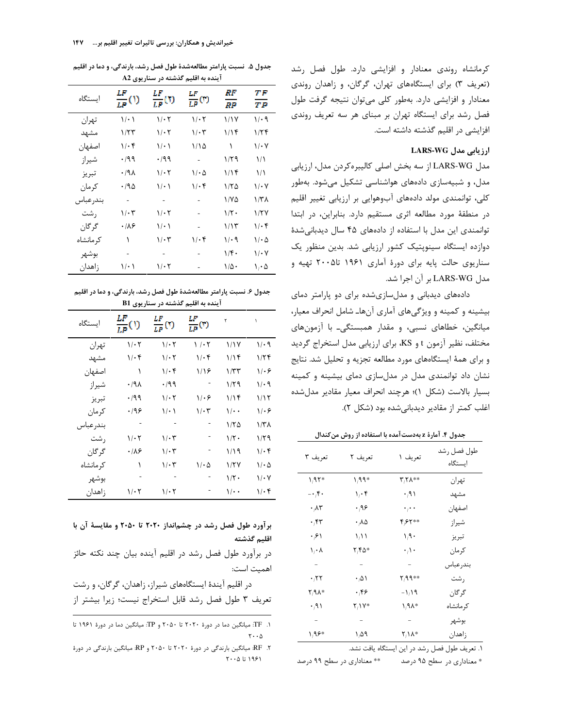کرمانشاه روندی معنادار و افزایشی دارد. طول فصل رشد (تعریف ۳) برای ایستگاه‌های تهران، گرگان، و زاهدان روندی معنادار و افزایشی دارد. به‌طور کلی می‌توان نتیجه گرفت طول فصل رشد برای ایستگاه تهران بر مبنای هر سه تعریف روندی افزایشی در اقلیم گذشته داشته است.

### ارزیابی مدل LARS-WG

مدل LARS-WG از سه بخش اصلی کالیبره‌کردن مدل، ارزیابی مدل، و شبیه‌سازی داده‌های هواشناسی تشکیل می‌شود. به‌طور کلی، توانمندی مولد داده‌های آب‌وهوایی بر ارزیابی تغییر اقلیم در منطقهٔ مورد مطالعه اثری مستقیم دارد. بنابراین، در ابتدا توانمندی این مدل با استفاده از داده‌های ۴۵ سال دیدبانی‌شدهٔ دوازده ایستگاه سینوپتیک کشور ارزیابی شد. بدین منظور یک سناریوی حالت پایه برای دورهٔ آماری ۱۹۶۱ تا۲۰۰۵ تهیه و مدل LARS-WG بر آن اجرا شد.

داده‌های دیدبانی و مدل‌سازی‌شده برای دو پارامتر دمای بیشینه و کمینه و ویژگی‌های آماری آن‌ها ـ شامل انحراف معیار، میانگین، خطاهای نسبی، و مقدار همبستگی ـ با آزمون‌های مختلف، نظیر آزمون t و KS، برای ارزیابی مدل استخراج گردید و برای همهٔ ایستگاه‌های مورد مطالعه تجزیه و تحلیل شد. نتایج نشان داد توانمندی مدل در مدل‌سازی دمای بیشینه و کمینه بسیار بالاست (شکل ۱)؛ هرچند انحراف معیار مقادیر مدل‌شده اغلب کمتر از مقادیر دیدبانی‌شده بود (شکل ۲).

**جدول ۴. آمارهٔ z به‌دست‌آمده با استفاده از روش من‌کندال**

| ایستگاه / طول فصل رشد | تعریف ۱ | تعریف ۲ | تعریف ۳ |
|---|---|---|---|
| تهران | \*\*۳٫۲۸ | \*۱٫۹۹ | \*۱٫۹۲ |
| مشهد | ۰٫۹۱ | ۱٫۰۴ | ۰٫۴۰- |
| اصفهان | ۰٫۰۰ | ۰٫۹۶ | ۰٫۸۳ |
| شیراز | \*\*۴٫۶۲ | ۰٫۸۵ | ۰٫۴۳ |
| تبریز | ۱٫۹۰ | ۱٫۱۱ | ۰٫۶۱ |
| کرمان | ۰٫۱۰ | \*۲٫۴۵ | ۱٫۰۸ |
| بندرعباس | - | - | - |
| رشت | \*\*۲٫۹۹ | ۰٫۵۱ | ۰٫۲۲ |
| گرگان | ۱٫۱۹- | ۰٫۴۶ | \*۲٫۹۸ |
| کرمانشاه | \*۱٫۹۸ | \*۲٫۱۷ | ۰٫۹۱ |
| بوشهر | - | - | - |
| زاهدان | \*۲٫۱۸ | ۱٫۵۹ | \*۱٫۹۶ |

۱. تعریف طول فصل رشد در این ایستگاه یافت نشد.

\* معناداری در سطح ۹۵ درصد &nbsp;&nbsp;&nbsp; \*\* معناداری در سطح ۹۹ درصد

**جدول ۵. نسبت پارامتر مطالعه‌شدهٔ طول فصل رشد، بارندگی، و دما در اقلیم آینده به اقلیم گذشته در سناریوی A2**

| ایستگاه | $\frac{LF}{LP}(1)$ | $\frac{LF}{LP}(2)$ | $\frac{LF}{LP}(3)$ | $\frac{RF}{RP}$ | $\frac{TF}{TP}$ |
|---|---|---|---|---|---|
| تهران | ۱/۰۱ | ۱/۰۲ | ۱/۰۲ | ۱/۱۷ | ۱/۰۹ |
| مشهد | ۱/۲۳ | ۱/۰۲ | ۱/۰۳ | ۱/۱۴ | ۱/۲۴ |
| اصفهان | ۱/۰۴ | ۱/۰۱ | ۱/۱۵ | ۱ | ۱/۰۷ |
| شیراز | ۰/۹۹ | ۰/۹۹ | - | ۱/۲۹ | ۱/۱ |
| تبریز | ۰/۹۸ | ۱/۰۲ | ۱/۰۵ | ۱/۱۴ | ۱/۱ |
| کرمان | ۰/۹۵ | ۱/۰۱ | ۱/۰۴ | ۱/۲۵ | ۱/۰۷ |
| بندرعباس | - | - | - | ۱/۷۵ | ۱/۳۸ |
| رشت | ۱/۰۳ | ۱/۰۲ | - | ۱/۲۰ | ۱/۲۷ |
| گرگان | ۰/۸۶ | ۱/۰۱ | - | ۱/۱۳ | ۱/۰۴ |
| کرمانشاه | ۱ | ۱/۰۳ | ۱/۰۴ | ۱/۰۹ | ۱/۰۵ |
| بوشهر | - | - | - | ۱/۴۰ | ۱/۰۷ |
| زاهدان | ۱/۰۱ | ۱/۰۲ | - | ۱/۵۰ | ۱٫۰۵ |

**جدول ۶. نسبت پارامتر مطالعه‌شدهٔ طول فصل رشد، بارندگی، و دما در اقلیم آینده به اقلیم گذشته در سناریوی B1**

| ایستگاه | $\frac{LF}{LP}(1)$ | $\frac{LF}{LP}(2)$ | $\frac{LF}{LP}(3)$ | ۲ | ۱ |
|---|---|---|---|---|---|
| تهران | ۱/۰۲ | ۱/۰۲ | ۱ /۰۲ | ۱/۱۷ | ۱/۰۹ |
| مشهد | ۱/۰۴ | ۱/۰۲ | ۱/۰۴ | ۱/۱۴ | ۱/۲۴ |
| اصفهان | ۱ | ۱/۰۴ | ۱/۱۶ | ۱/۳۳ | ۱/۰۶ |
| شیراز | ۰/۹۸ | ۰/۹۹ | - | ۱/۲۹ | ۱/۰۹ |
| تبریز | ۰/۹۹ | ۱/۰۲ | ۱/۰۶ | ۱/۱۴ | ۱/۱۲ |
| کرمان | ۰/۹۶ | ۱/۰۱ | ۱/۰۳ | ۱/۰۰ | ۱/۰۶ |
| بندرعباس | - | - | - | ۱/۲۵ | ۱/۳۸ |
| رشت | ۱/۰۲ | ۱/۰۳ | - | ۱/۲۰ | ۱/۲۹ |
| گرگان | ۰/۸۶ | ۱/۰۳ | - | ۱/۱۹ | ۱/۰۴ |
| کرمانشاه | ۱ | ۱/۰۳ | ۱/۰۵ | ۱/۲۷ | ۱/۰۵ |
| بوشهر | - | - | - | ۱/۲۰ | ۱/۰۷ |
| زاهدان | ۱/۰۲ | ۱/۰۲ | - | ۱/۰۰ | ۱/۰۴ |

### برآورد طول فصل رشد در چشم‌انداز ۲۰۲۰ تا ۲۰۵۰ و مقایسهٔ آن با اقلیم گذشته

در برآورد طول فصل رشد در اقلیم آینده بیان چند نکته حائز اهمیت است:

در اقلیم آیندهٔ ایستگاه‌های شیراز، زاهدان، گرگان، و رشت تعریف ۳ طول فصل رشد قابل استخراج نیست؛ زیرا بیشتر از

---

۱. TF: میانگین دما در دورهٔ ۲۰۲۰ تا ۲۰۵۰ و TP: میانگین دما در دورهٔ ۱۹۶۱ تا ۲۰۰۵

۲. RF: میانگین بارندگی در دورهٔ ۲۰۲۰ تا ۲۰۵۰ و RP: میانگین بارندگی در دورهٔ ۱۹۶۱ تا ۲۰۰۵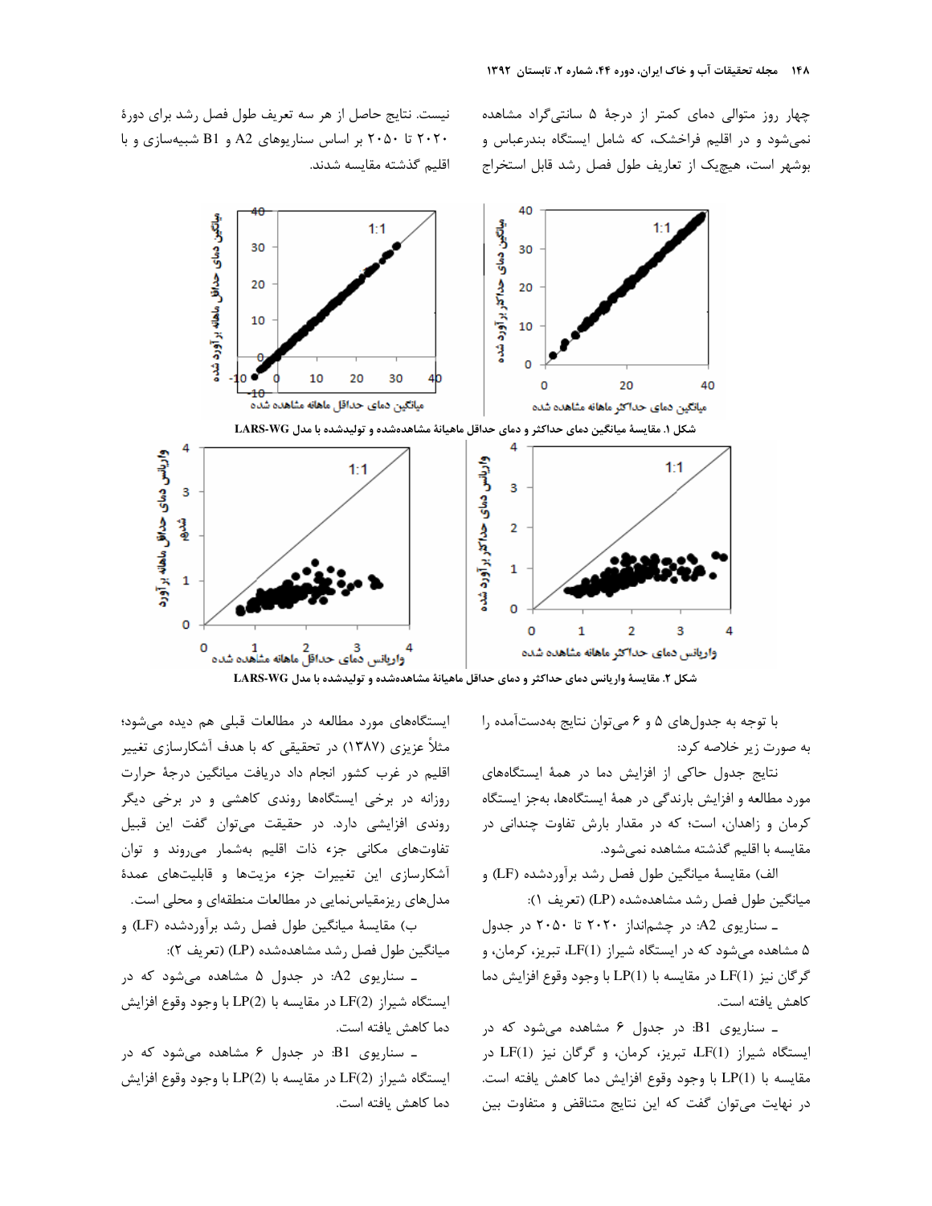چهار روز متوالی دمای کمتر از درجهٔ ۵ سانتی‌گراد مشاهده نمی‌شود و در اقلیم فراخشک، که شامل ایستگاه بندرعباس و بوشهر است، هیچ‌یک از تعاریف طول فصل رشد قابل استخراج نیست. نتایج حاصل از هر سه تعریف طول فصل رشد برای دورهٔ ۲۰۲۰ تا ۲۰۵۰ بر اساس سناریوهای A2 و B1 شبیه‌سازی و با اقلیم گذشته مقایسه شدند.

**شکل ۱. مقایسهٔ میانگین دمای حداکثر و دمای حداقل ماهیانهٔ مشاهده‌شده و تولیدشده با مدل LARS-WG**

**شکل ۲. مقایسهٔ واریانس دمای حداکثر و دمای حداقل ماهیانهٔ مشاهده‌شده و تولیدشده با مدل LARS-WG**

با توجه به جدول‌های ۵ و ۶ می‌توان نتایج به‌دست‌آمده را به صورت زیر خلاصه کرد:

نتایج جدول حاکی از افزایش دما در همهٔ ایستگاه‌های مورد مطالعه و افزایش بارندگی در همهٔ ایستگاه‌ها، به‌جز ایستگاه کرمان و زاهدان، است؛ که در مقدار بارش تفاوت چندانی در مقایسه با اقلیم گذشته مشاهده نمی‌شود.

الف) مقایسهٔ میانگین طول فصل رشد برآوردشده (LF) و میانگین طول فصل رشد مشاهده‌شده (LP) (تعریف ۱):

ـ سناریوی A2: در چشم‌انداز ۲۰۲۰ تا ۲۰۵۰ در جدول ۵ مشاهده می‌شود که در ایستگاه شیراز LF(1)، تبریز، کرمان، و گرگان نیز LF(1) در مقایسه با LP(1) با وجود وقوع افزایش دما کاهش یافته است.

ـ سناریوی B1: در جدول ۶ مشاهده می‌شود که در ایستگاه شیراز LF(1)، تبریز، کرمان، و گرگان نیز LF(1) در مقایسه با LP(1) با وجود وقوع افزایش دما کاهش یافته است. در نهایت می‌توان گفت که این نتایج متناقض و متفاوت بین ایستگاه‌های مورد مطالعه در مطالعات قبلی هم دیده می‌شود؛ مثلاً عزیزی (۱۳۸۷) در تحقیقی که با هدف آشکارسازی تغییر اقلیم در غرب کشور انجام داد دریافت میانگین درجهٔ حرارت روزانه در برخی ایستگاه‌ها روندی کاهشی و در برخی دیگر روندی افزایشی دارد. در حقیقت می‌توان گفت این قبیل تفاوت‌های مکانی جزء ذات اقلیم به‌شمار می‌روند و توان آشکارسازی این تغییرات جزء مزیت‌ها و قابلیت‌های عمدهٔ مدل‌های ریزمقیاس‌نمایی در مطالعات منطقه‌ای و محلی است.

ب) مقایسهٔ میانگین طول فصل رشد برآوردشده (LF) و میانگین طول فصل رشد مشاهده‌شده (LP) (تعریف ۲):

ـ سناریوی A2: در جدول ۵ مشاهده می‌شود که در ایستگاه شیراز LF(2) در مقایسه با LP(2) با وجود وقوع افزایش دما کاهش یافته است.

ـ سناریوی B1: در جدول ۶ مشاهده می‌شود که در ایستگاه شیراز LF(2) در مقایسه با LP(2) با وجود وقوع افزایش دما کاهش یافته است.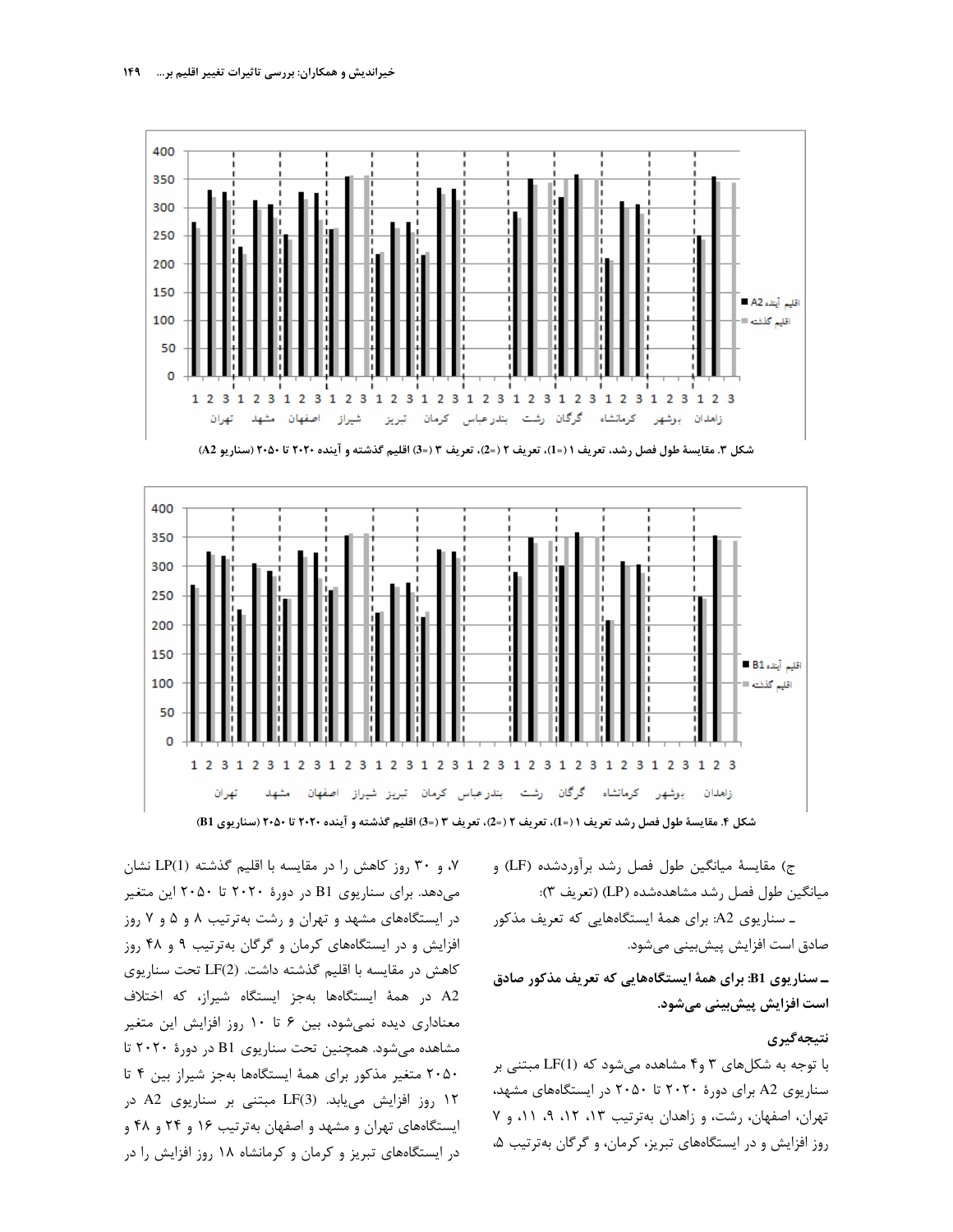شکل ۳. مقایسهٔ طول فصل رشد، تعریف ۱ (=1)، تعریف ۲ (=2)، تعریف ۳ (=3) اقلیم گذشته و آینده ۲۰۲۰ تا ۲۰۵۰ (سناریو A2)

شکل ۴. مقایسهٔ طول فصل رشد تعریف ۱ (=1)، تعریف ۲ (=2)، تعریف ۳ (=3) اقلیم گذشته و آینده ۲۰۲۰ تا ۲۰۵۰ (سناریوی B1)

ج) مقایسهٔ میانگین طول فصل رشد برآوردشده (LF) و میانگین طول فصل رشد مشاهده‌شده (LP) (تعریف ۳):

ـ سناریوی A2: برای همهٔ ایستگاه‌هایی که تعریف مذکور صادق است افزایش پیش‌بینی می‌شود.

**ـ سناریوی B1: برای همهٔ ایستگاه‌هایی که تعریف مذکور صادق است افزایش پیش‌بینی می‌شود.**

## نتیجه‌گیری

با توجه به شکل‌های ۳ و۴ مشاهده می‌شود که LF(1) مبتنی بر سناریوی A2 برای دورهٔ ۲۰۲۰ تا ۲۰۵۰ در ایستگاه‌های مشهد، تهران، اصفهان، رشت، و زاهدان به‌ترتیب ۱۳، ۱۲، ۹، ۱۱، و ۷ روز افزایش و در ایستگاه‌های تبریز، کرمان، و گرگان به‌ترتیب ۵، ۷، و ۳۰ روز کاهش را در مقایسه با اقلیم گذشته LP(1) نشان می‌دهد. برای سناریوی B1 در دورهٔ ۲۰۲۰ تا ۲۰۵۰ این متغیر در ایستگاه‌های مشهد و تهران و رشت به‌ترتیب ۸ و ۵ و ۷ روز افزایش و در ایستگاه‌های کرمان و گرگان به‌ترتیب ۹ و ۴۸ روز کاهش در مقایسه با اقلیم گذشته داشت. LF(2) تحت سناریوی A2 در همهٔ ایستگاه‌ها به‌جز ایستگاه شیراز، که اختلاف معناداری دیده نمی‌شود، بین ۶ تا ۱۰ روز افزایش این متغیر مشاهده می‌شود. همچنین تحت سناریوی B1 در دورهٔ ۲۰۲۰ تا ۲۰۵۰ متغیر مذکور برای همهٔ ایستگاه‌ها به‌جز شیراز بین ۴ تا ۱۲ روز افزایش می‌یابد. LF(3) مبتنی بر سناریوی A2 در ایستگاه‌های تهران و مشهد و اصفهان به‌ترتیب ۱۶ و ۲۴ و ۴۸ و در ایستگاه‌های تبریز و کرمان و کرمانشاه ۱۸ روز افزایش را در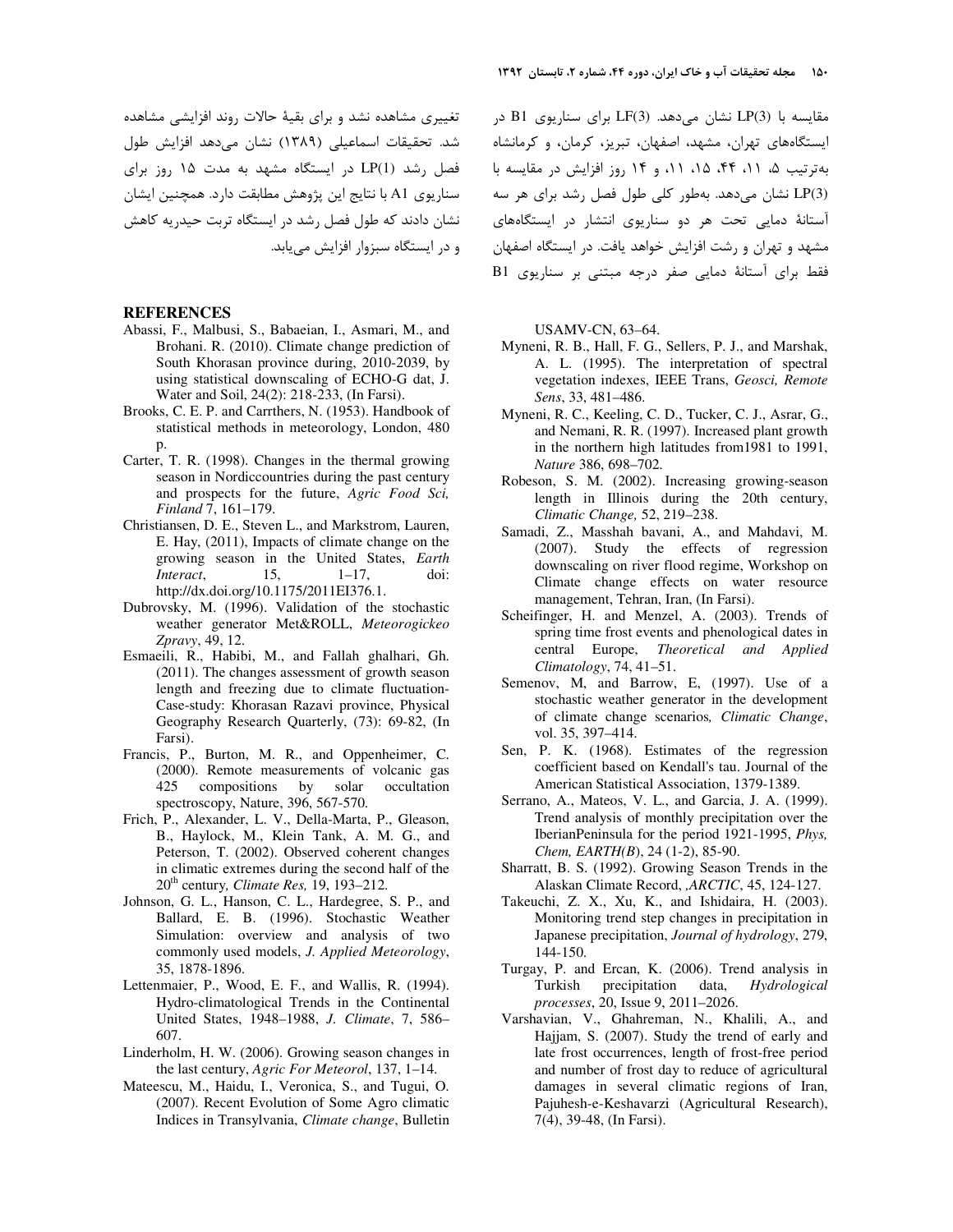مقایسه با LP(3) نشان می‌دهد. LF(3) برای سناریوی B1 در ایستگاه‌های تهران، مشهد، اصفهان، تبریز، کرمان، و کرمانشاه به‌ترتیب ۵، ۱۱، ۴۴، ۱۵، ۱۱، و ۱۴ روز افزایش در مقایسه با LP(3) نشان می‌دهد. به‌طور کلی طول فصل رشد برای هر سه آستانهٔ دمایی تحت هر دو سناریوی انتشار در ایستگاه‌های مشهد و تهران و رشت افزایش خواهد یافت. در ایستگاه اصفهان فقط برای آستانهٔ دمایی صفر درجه مبتنی بر سناریوی B1 تغییری مشاهده نشد و برای بقیهٔ حالات روند افزایشی مشاهده شد. تحقیقات اسماعیلی (۱۳۸۹) نشان می‌دهد افزایش طول فصل رشد LP(1) در ایستگاه مشهد به مدت ۱۵ روز برای سناریوی A1 با نتایج این پژوهش مطابقت دارد. همچنین ایشان نشان دادند که طول فصل رشد در ایستگاه تربت حیدریه کاهش و در ایستگاه سبزوار افزایش می‌یابد.

## REFERENCES

Abassi, F., Malbusi, S., Babaeian, I., Asmari, M., and Brohani. R. (2010). Climate change prediction of South Khorasan province during, 2010-2039, by using statistical downscaling of ECHO-G dat, J. Water and Soil, 24(2): 218-233, (In Farsi).

Brooks, C. E. P. and Carrthers, N. (1953). Handbook of statistical methods in meteorology, London, 480 p.

Carter, T. R. (1998). Changes in the thermal growing season in Nordiccountries during the past century and prospects for the future, *Agric Food Sci, Finland* 7, 161–179.

Christiansen, D. E., Steven L., and Markstrom, Lauren, E. Hay, (2011), Impacts of climate change on the growing season in the United States, *Earth Interact*, 15, 1–17, doi: http://dx.doi.org/10.1175/2011EI376.1.

Dubrovsky, M. (1996). Validation of the stochastic weather generator Met&ROLL, *Meteorogickeo Zpravy*, 49, 12.

Esmaeili, R., Habibi, M., and Fallah ghalhari, Gh. (2011). The changes assessment of growth season length and freezing due to climate fluctuation-Case-study: Khorasan Razavi province, Physical Geography Research Quarterly, (73): 69-82, (In Farsi).

Francis, P., Burton, M. R., and Oppenheimer, C. (2000). Remote measurements of volcanic gas 425 compositions by solar occultation spectroscopy, Nature, 396, 567-570.

Frich, P., Alexander, L. V., Della-Marta, P., Gleason, B., Haylock, M., Klein Tank, A. M. G., and Peterson, T. (2002). Observed coherent changes in climatic extremes during the second half of the 20th century, *Climate Res,* 19, 193–212.

Johnson, G. L., Hanson, C. L., Hardegree, S. P., and Ballard, E. B. (1996). Stochastic Weather Simulation: overview and analysis of two commonly used models, *J. Applied Meteorology*, 35, 1878-1896.

Lettenmaier, P., Wood, E. F., and Wallis, R. (1994). Hydro-climatological Trends in the Continental United States, 1948–1988, *J. Climate*, 7, 586–607.

Linderholm, H. W. (2006). Growing season changes in the last century, *Agric For Meteorol*, 137, 1–14.

Mateescu, M., Haidu, I., Veronica, S., and Tugui, O. (2007). Recent Evolution of Some Agro climatic Indices in Transylvania, *Climate change*, Bulletin USAMV-CN, 63–64.

Myneni, R. B., Hall, F. G., Sellers, P. J., and Marshak, A. L. (1995). The interpretation of spectral vegetation indexes, IEEE Trans, *Geosci, Remote Sens*, 33, 481–486.

Myneni, R. C., Keeling, C. D., Tucker, C. J., Asrar, G., and Nemani, R. R. (1997). Increased plant growth in the northern high latitudes from1981 to 1991, *Nature* 386, 698–702.

Robeson, S. M. (2002). Increasing growing-season length in Illinois during the 20th century, *Climatic Change,* 52, 219–238.

Samadi, Z., Masshah bavani, A., and Mahdavi, M. (2007). Study the effects of regression downscaling on river flood regime, Workshop on Climate change effects on water resource management, Tehran, Iran, (In Farsi).

Scheifinger, H. and Menzel, A. (2003). Trends of spring time frost events and phenological dates in central Europe, *Theoretical and Applied Climatology*, 74, 41–51.

Semenov, M, and Barrow, E, (1997). Use of a stochastic weather generator in the development of climate change scenarios*, Climatic Change*, vol. 35, 397–414.

Sen, P. K. (1968). Estimates of the regression coefficient based on Kendall's tau. Journal of the American Statistical Association, 1379-1389.

Serrano, A., Mateos, V. L., and Garcia, J. A. (1999). Trend analysis of monthly precipitation over the IberianPeninsula for the period 1921-1995, *Phys, Chem, EARTH(B)*, 24 (1-2), 85-90.

Sharratt, B. S. (1992). Growing Season Trends in the Alaskan Climate Record, *,ARCTIC*, 45, 124-127.

Takeuchi, Z. X., Xu, K., and Ishidaira, H. (2003). Monitoring trend step changes in precipitation in Japanese precipitation, *Journal of hydrology*, 279, 144-150.

Turgay, P. and Ercan, K. (2006). Trend analysis in Turkish precipitation data, *Hydrological processes*, 20, Issue 9, 2011–2026.

Varshavian, V., Ghahreman, N., Khalili, A., and Hajjam, S. (2007). Study the trend of early and late frost occurrences, length of frost-free period and number of frost day to reduce of agricultural damages in several climatic regions of Iran, Pajuhesh-e-Keshavarzi (Agricultural Research), 7(4), 39-48, (In Farsi).